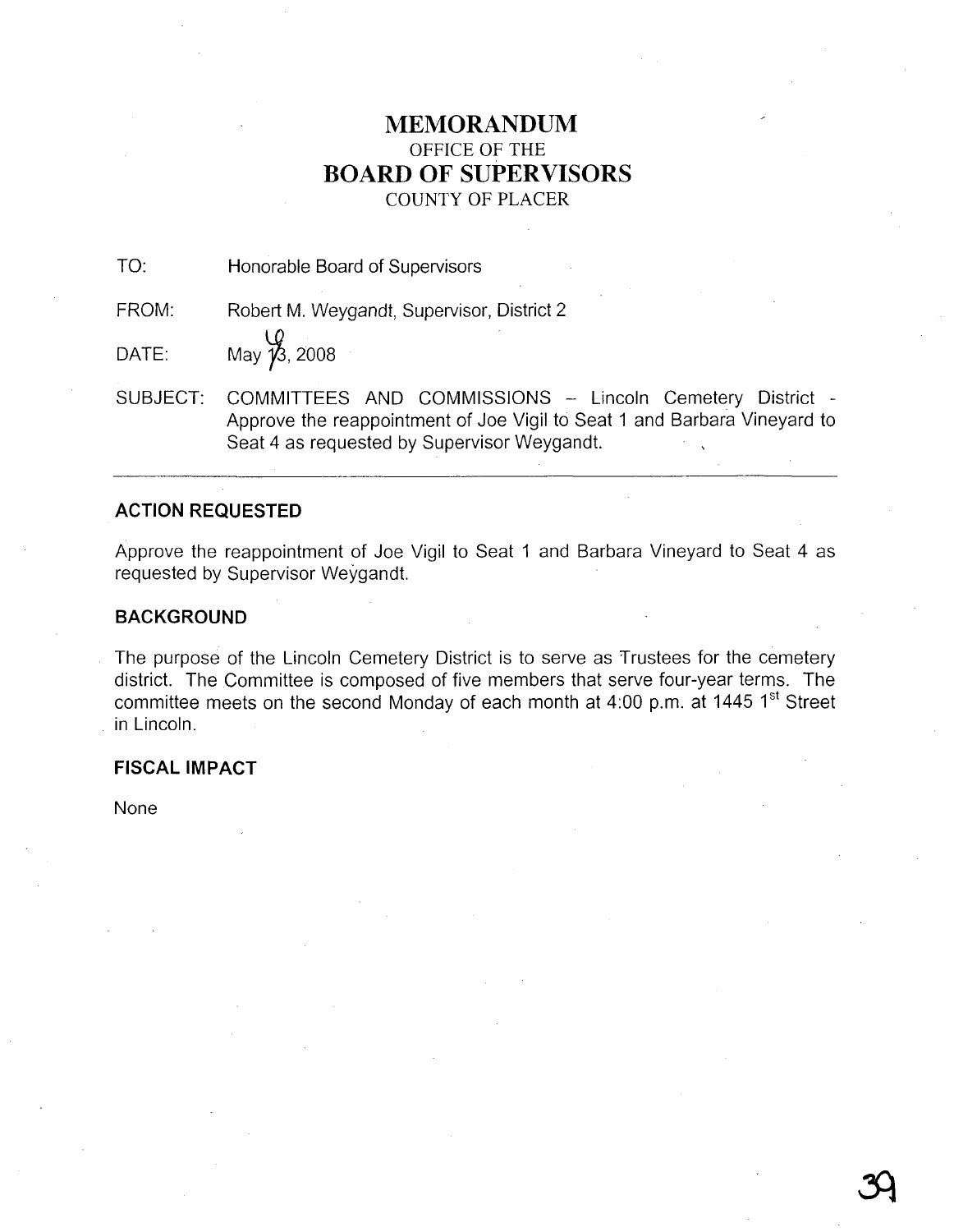# MEMORANDUM

OFFICE OF THE

## BOARD OF SUPERVISORS

COUNTY OF PLACER

TO: Honorable Board of Supervisors

FROM: Robert M. Weygandt, Supervisor, District 2

DATE: May 16, 2008

SUBJECT: COMMITTEES AND COMMISSIONS – Lincoln Cemetery District - Approve the reappointment of Joe Vigil to Seat 1 and Barbara Vineyard to Seat 4 as requested by Supervisor Weygandt.

---

### ACTION REQUESTED

Approve the reappointment of Joe Vigil to Seat 1 and Barbara Vineyard to Seat 4 as requested by Supervisor Weygandt.

### BACKGROUND

The purpose of the Lincoln Cemetery District is to serve as Trustees for the cemetery district. The Committee is composed of five members that serve four-year terms. The committee meets on the second Monday of each month at 4:00 p.m. at 1445 1st Street in Lincoln.

### FISCAL IMPACT

None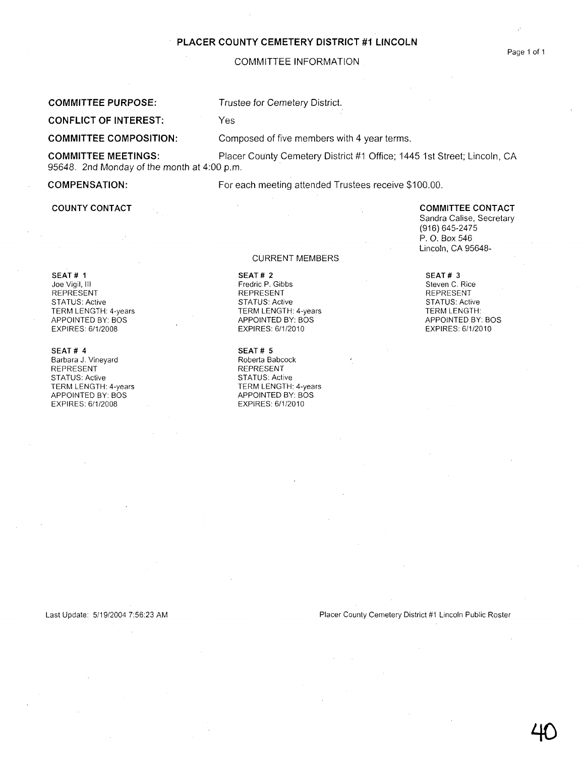# PLACER COUNTY CEMETERY DISTRICT #1 LINCOLN

## COMMITTEE INFORMATION

**COMMITTEE PURPOSE:** Trustee for Cemetery District.

**CONFLICT OF INTEREST:** Yes

**COMMITTEE COMPOSITION:** Composed of five members with 4 year terms.

**COMMITTEE MEETINGS:** Placer County Cemetery District #1 Office; 1445 1st Street; Lincoln, CA 95648. 2nd Monday of the month at 4:00 p.m.

**COMPENSATION:** For each meeting attended Trustees receive $100.00.

**COUNTY CONTACT**

**COMMITTEE CONTACT**
Sandra Calise, Secretary
(916) 645-2475
P. O. Box 546
Lincoln, CA 95648-

### CURRENT MEMBERS

**SEAT # 1**
Joe Vigil, III
REPRESENT
STATUS: Active
TERM LENGTH: 4-years
APPOINTED BY: BOS
EXPIRES: 6/1/2008

**SEAT # 2**
Fredric P. Gibbs
REPRESENT
STATUS: Active
TERM LENGTH: 4-years
APPOINTED BY: BOS
EXPIRES: 6/1/2010

**SEAT # 3**
Steven C. Rice
REPRESENT
STATUS: Active
TERM LENGTH:
APPOINTED BY: BOS
EXPIRES: 6/1/2010

**SEAT # 4**
Barbara J. Vineyard
REPRESENT
STATUS: Active
TERM LENGTH: 4-years
APPOINTED BY: BOS
EXPIRES: 6/1/2008

**SEAT # 5**
Roberta Babcock
REPRESENT
STATUS: Active
TERM LENGTH: 4-years
APPOINTED BY: BOS
EXPIRES: 6/1/2010

Last Update: 5/19/2004 7:56:23 AM

Placer County Cemetery District #1 Lincoln Public Roster